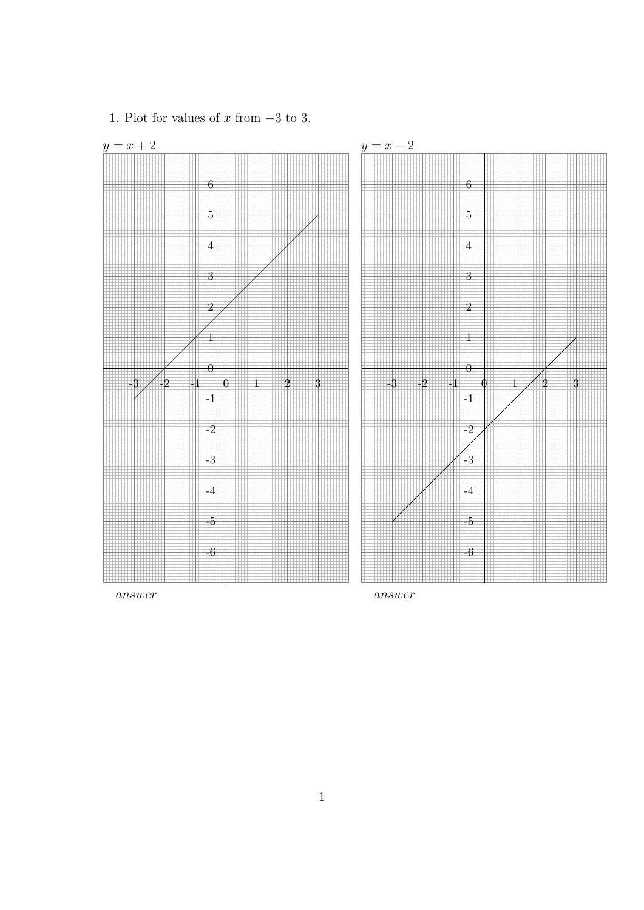1. Plot for values of $x$ from $-3$ to 3.

$y = x + 2$

*answer*

$y = x - 2$

*answer*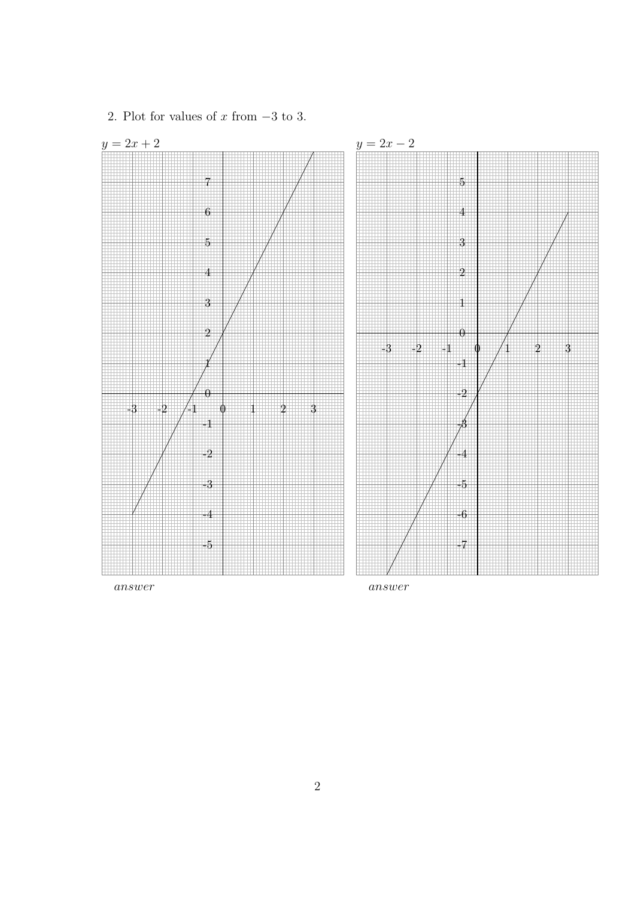2. Plot for values of $x$ from $-3$ to 3.

$y = 2x + 2$

*answer*

$y = 2x - 2$

*answer*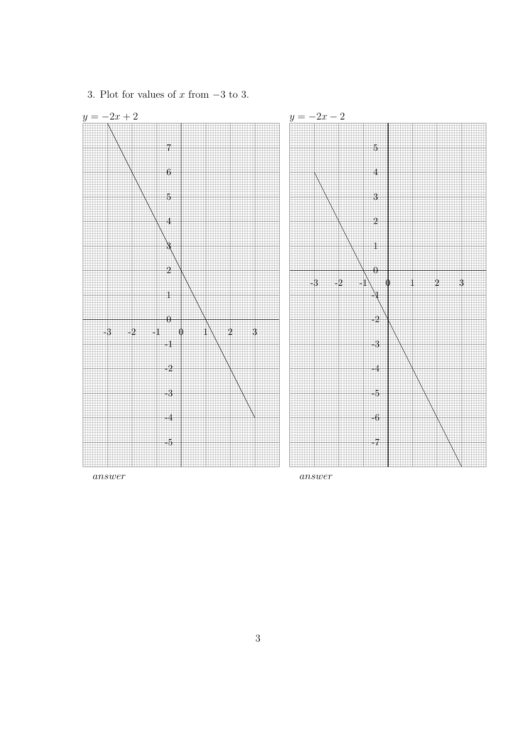3. Plot for values of $x$ from $-3$ to 3.

$y = -2x + 2$

*answer*

$y = -2x - 2$

*answer*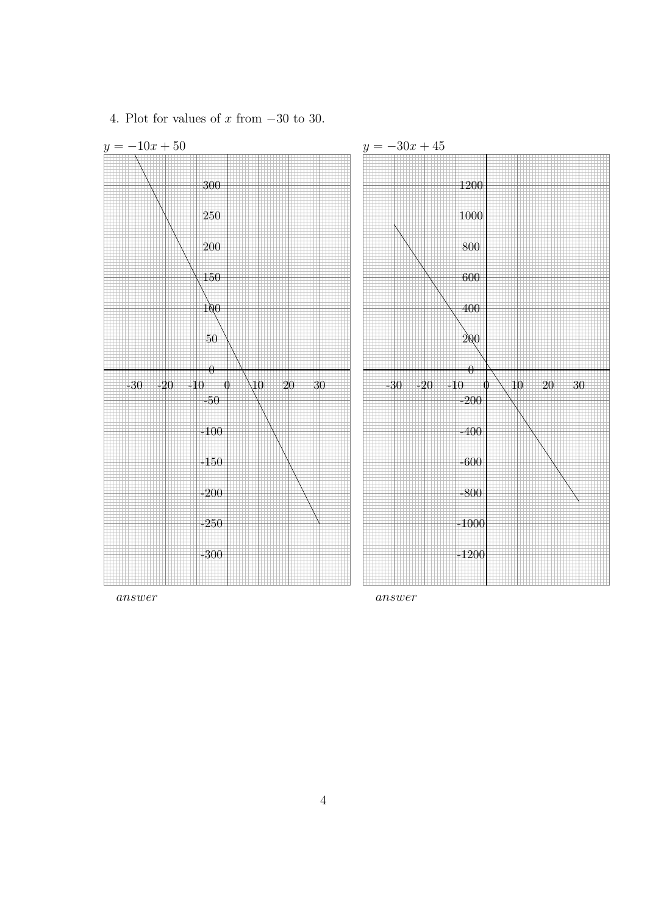4. Plot for values of $x$ from $-30$ to 30.

$y = -10x + 50$

*answer*

$y = -30x + 45$

*answer*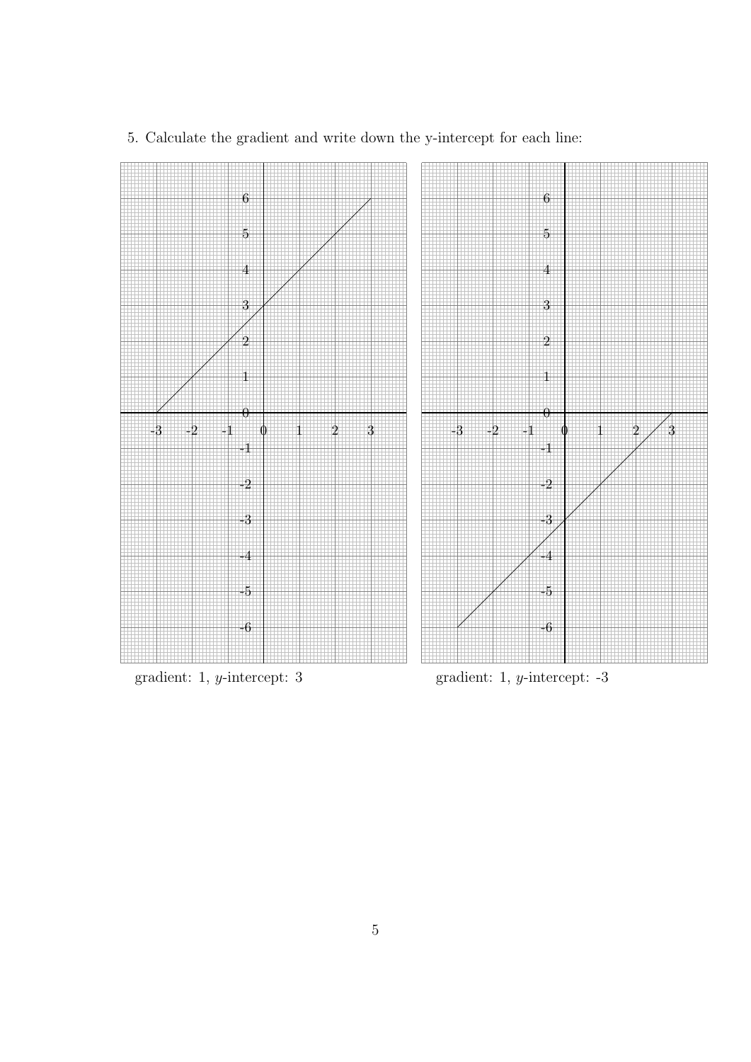5. Calculate the gradient and write down the y-intercept for each line:

gradient: 1, $y$-intercept: 3

gradient: 1, $y$-intercept: -3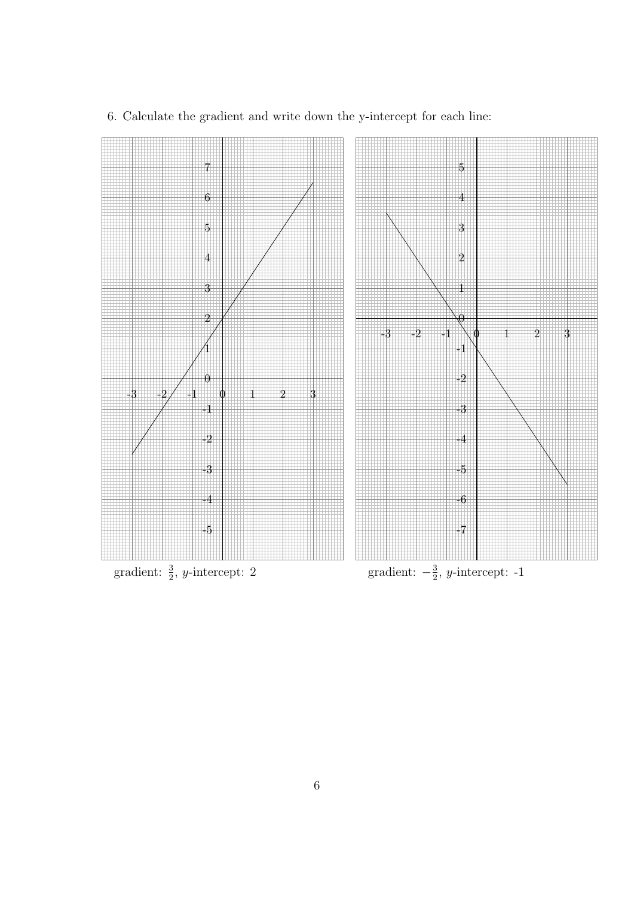6. Calculate the gradient and write down the y-intercept for each line:

gradient: $\frac{3}{2}$, $y$-intercept: 2

gradient: $-\frac{3}{2}$, $y$-intercept: -1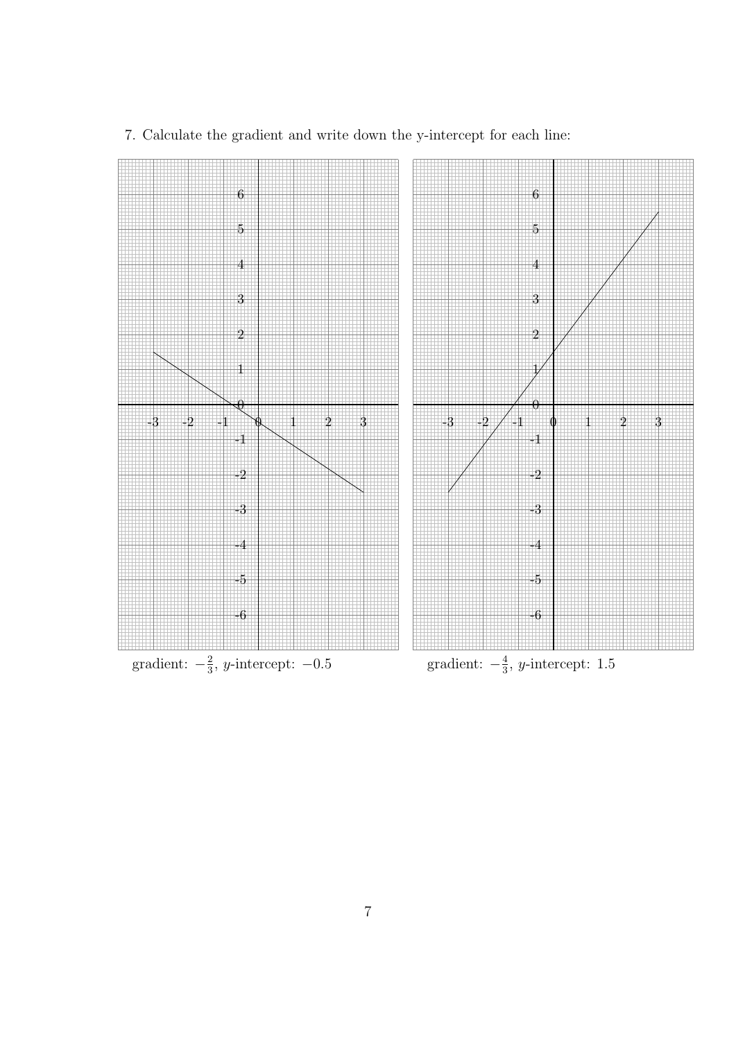7. Calculate the gradient and write down the y-intercept for each line:

gradient: $-\frac{2}{3}$, $y$-intercept: $-0.5$

gradient: $-\frac{4}{3}$, $y$-intercept: $1.5$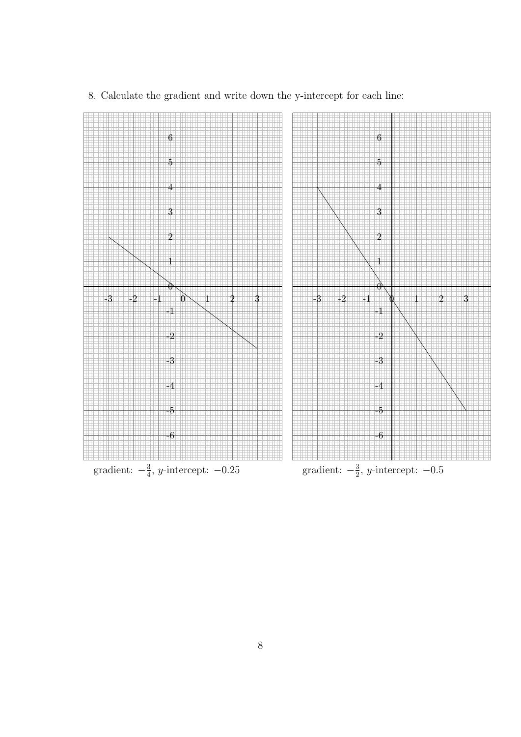8. Calculate the gradient and write down the y-intercept for each line:

6
5
4
3
2
1
0
-3 -2 -1 0 1 2 3
-1
-2
-3
-4
-5
-6

gradient: $-\frac{3}{4}$, $y$-intercept: $-0.25$

6
5
4
3
2
1
0
-3 -2 -1 0 1 2 3
-1
-2
-3
-4
-5
-6

gradient: $-\frac{3}{2}$, $y$-intercept: $-0.5$